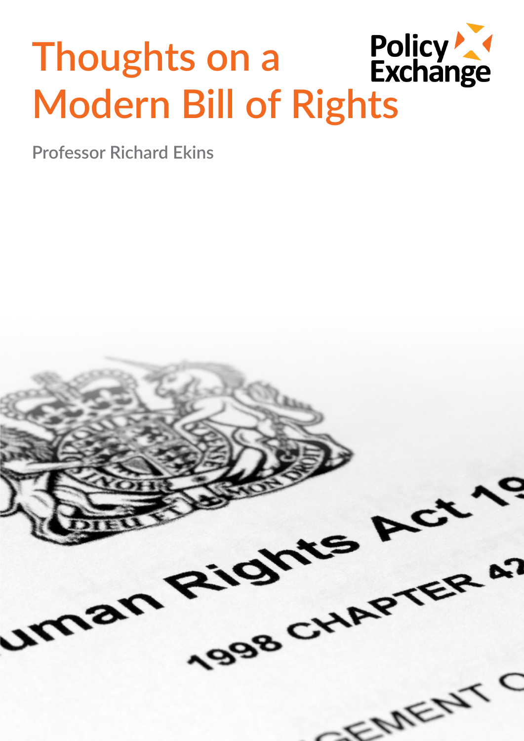# Thoughts on a Modern Bill of Rights

Policy Exchange

Professor Richard Ekins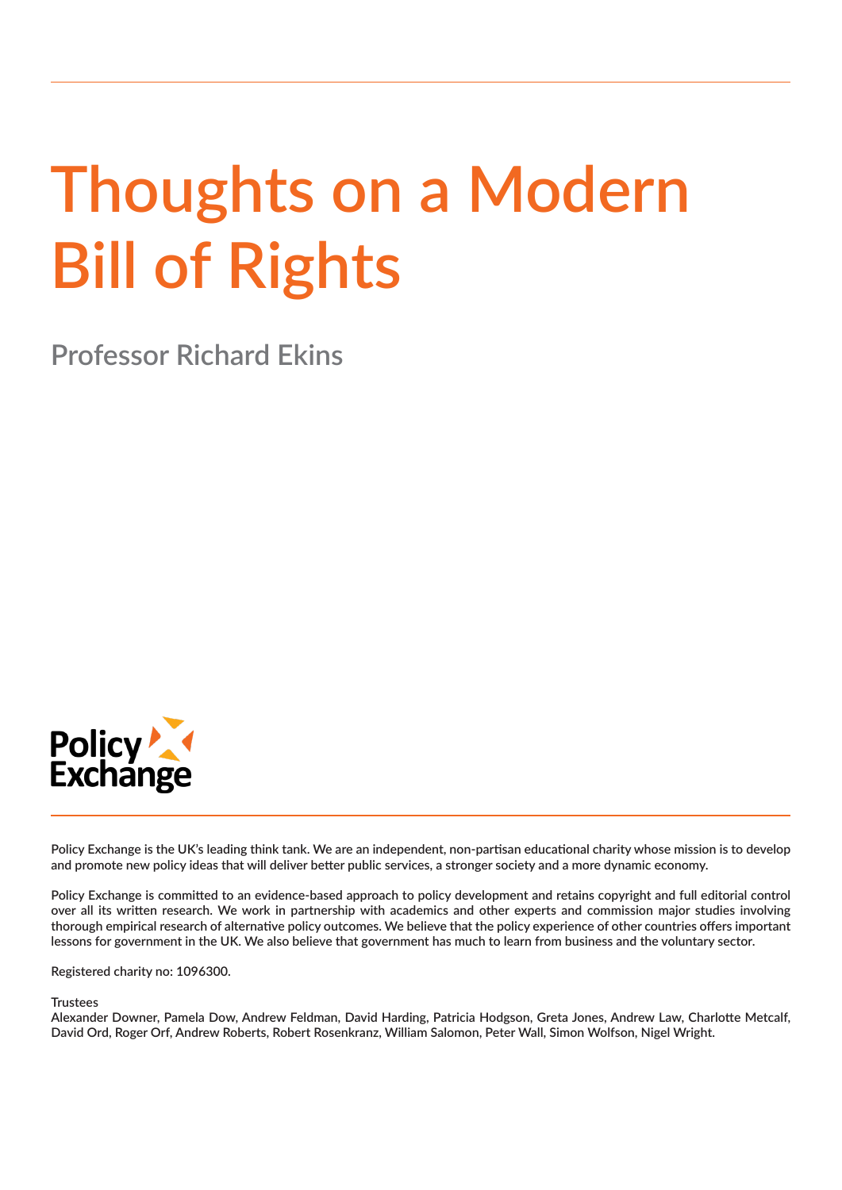# Thoughts on a Modern Bill of Rights

Professor Richard Ekins

Policy Exchange

Policy Exchange is the UK's leading think tank. We are an independent, non-partisan educational charity whose mission is to develop and promote new policy ideas that will deliver better public services, a stronger society and a more dynamic economy.

Policy Exchange is committed to an evidence-based approach to policy development and retains copyright and full editorial control over all its written research. We work in partnership with academics and other experts and commission major studies involving thorough empirical research of alternative policy outcomes. We believe that the policy experience of other countries offers important lessons for government in the UK. We also believe that government has much to learn from business and the voluntary sector.

Registered charity no: 1096300.

Trustees

Alexander Downer, Pamela Dow, Andrew Feldman, David Harding, Patricia Hodgson, Greta Jones, Andrew Law, Charlotte Metcalf, David Ord, Roger Orf, Andrew Roberts, Robert Rosenkranz, William Salomon, Peter Wall, Simon Wolfson, Nigel Wright.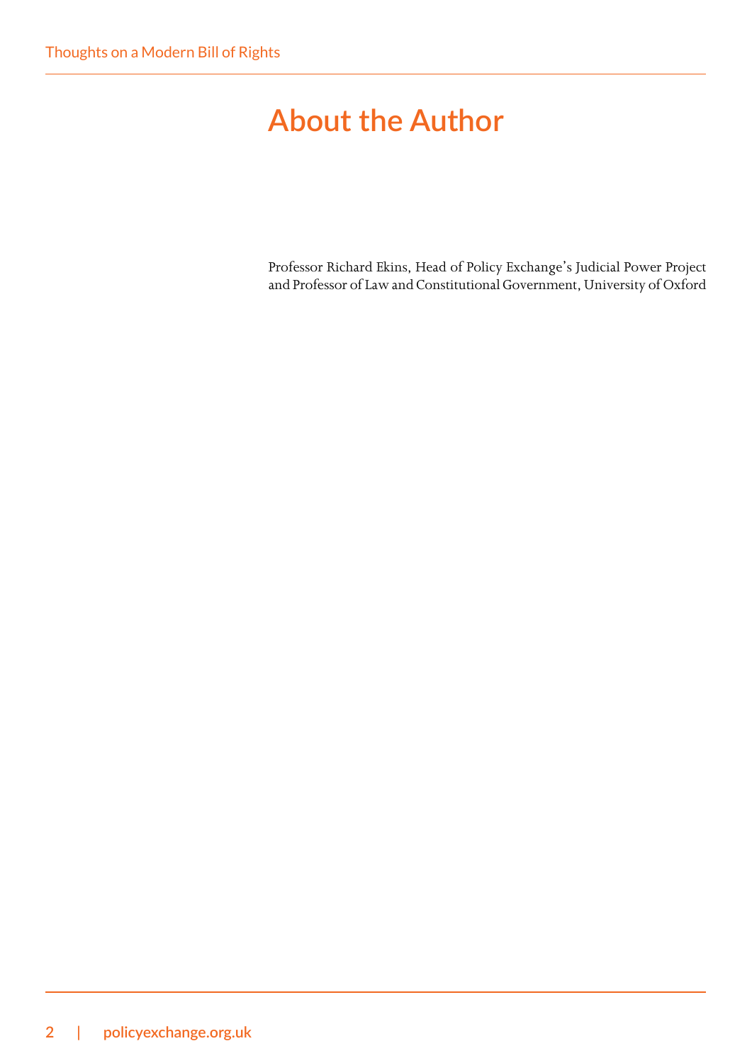# About the Author

Professor Richard Ekins, Head of Policy Exchange's Judicial Power Project and Professor of Law and Constitutional Government, University of Oxford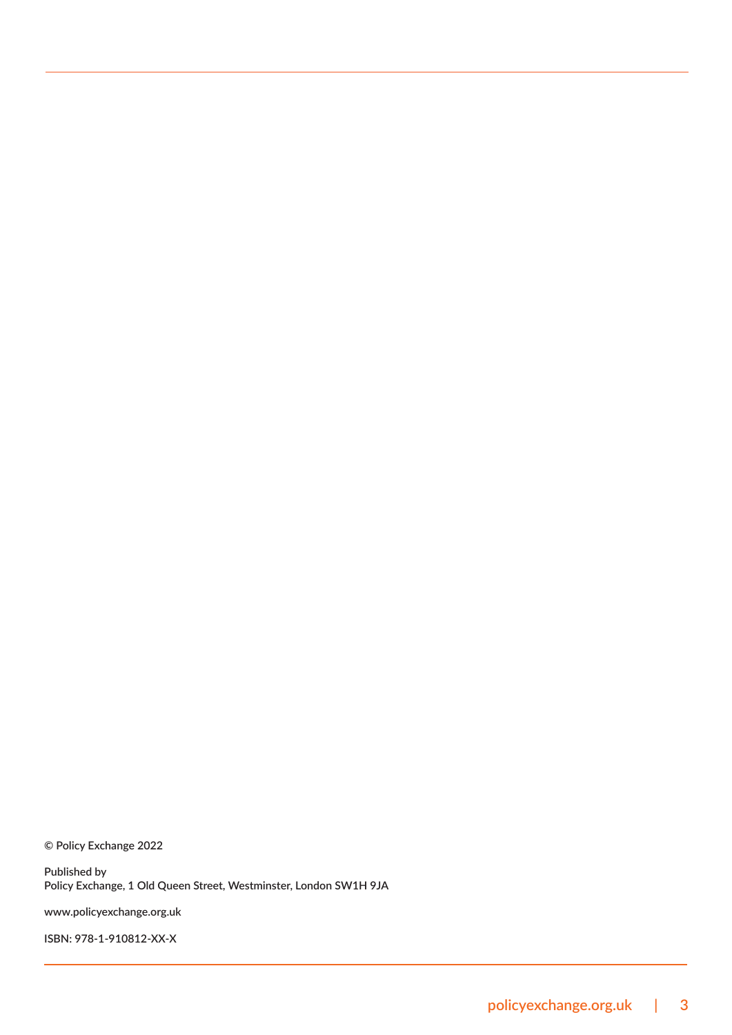© Policy Exchange 2022

Published by
Policy Exchange, 1 Old Queen Street, Westminster, London SW1H 9JA

www.policyexchange.org.uk

ISBN: 978-1-910812-XX-X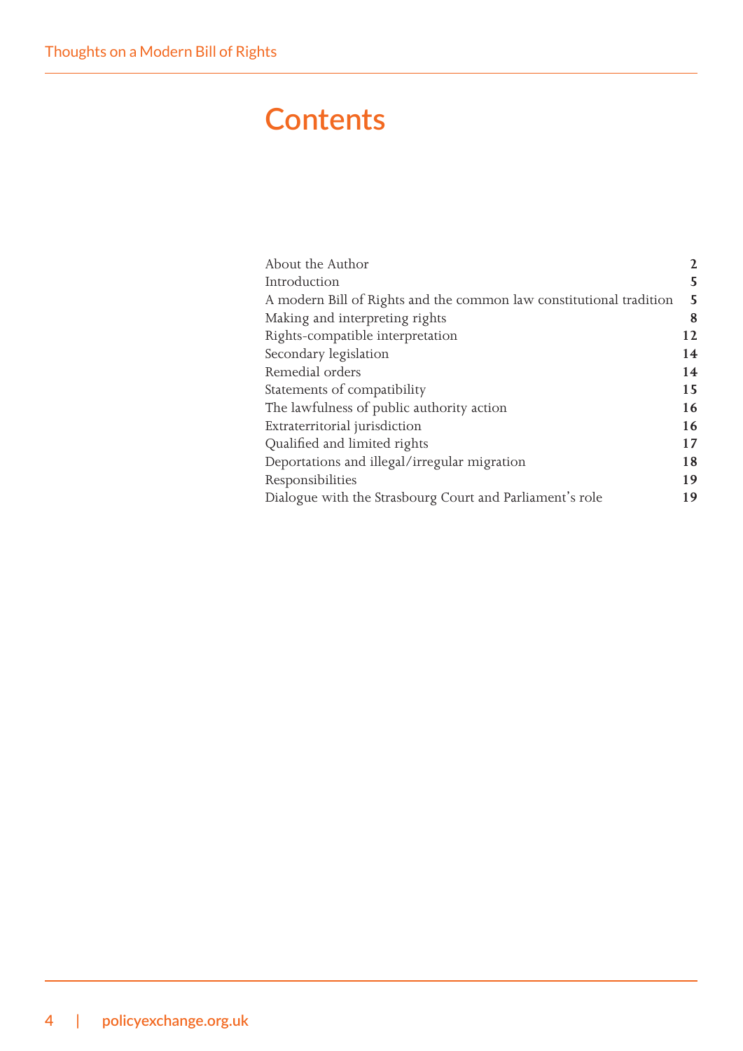# Contents

| | |
|---|---|
| About the Author | 2 |
| Introduction | 5 |
| A modern Bill of Rights and the common law constitutional tradition | 5 |
| Making and interpreting rights | 8 |
| Rights-compatible interpretation | 12 |
| Secondary legislation | 14 |
| Remedial orders | 14 |
| Statements of compatibility | 15 |
| The lawfulness of public authority action | 16 |
| Extraterritorial jurisdiction | 16 |
| Qualified and limited rights | 17 |
| Deportations and illegal/irregular migration | 18 |
| Responsibilities | 19 |
| Dialogue with the Strasbourg Court and Parliament's role | 19 |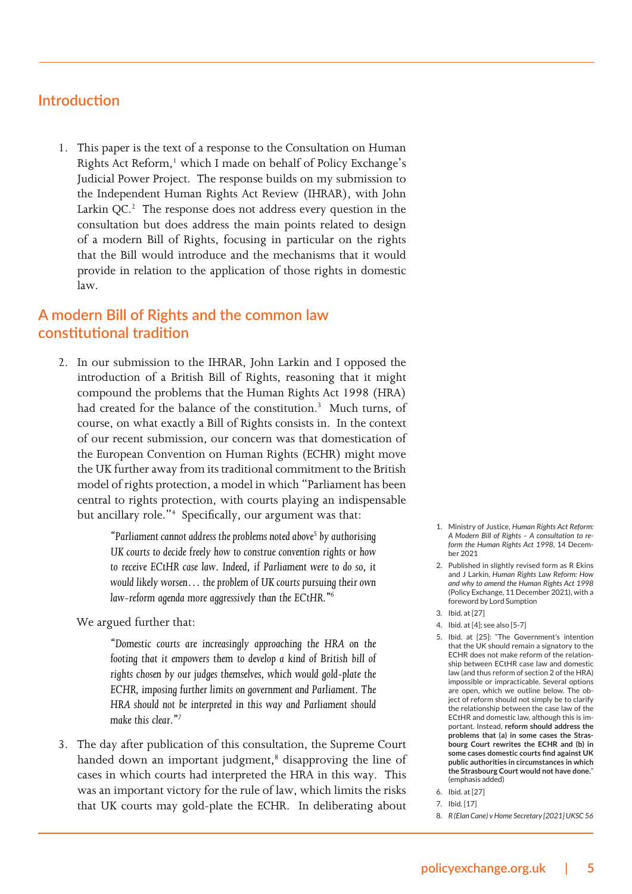## Introduction

1. This paper is the text of a response to the Consultation on Human Rights Act Reform,[1] which I made on behalf of Policy Exchange's Judicial Power Project. The response builds on my submission to the Independent Human Rights Act Review (IHRAR), with John Larkin QC.[2] The response does not address every question in the consultation but does address the main points related to design of a modern Bill of Rights, focusing in particular on the rights that the Bill would introduce and the mechanisms that it would provide in relation to the application of those rights in domestic law.

## A modern Bill of Rights and the common law constitutional tradition

2. In our submission to the IHRAR, John Larkin and I opposed the introduction of a British Bill of Rights, reasoning that it might compound the problems that the Human Rights Act 1998 (HRA) had created for the balance of the constitution.[3] Much turns, of course, on what exactly a Bill of Rights consists in. In the context of our recent submission, our concern was that domestication of the European Convention on Human Rights (ECHR) might move the UK further away from its traditional commitment to the British model of rights protection, a model in which "Parliament has been central to rights protection, with courts playing an indispensable but ancillary role."[4] Specifically, our argument was that:

> *"Parliament cannot address the problems noted above[5] by authorising UK courts to decide freely how to construe convention rights or how to receive ECtHR case law. Indeed, if Parliament were to do so, it would likely worsen… the problem of UK courts pursuing their own law-reform agenda more aggressively than the ECtHR."*[6]

We argued further that:

> *"Domestic courts are increasingly approaching the HRA on the footing that it empowers them to develop a kind of British bill of rights chosen by our judges themselves, which would gold-plate the ECHR, imposing further limits on government and Parliament. The HRA should not be interpreted in this way and Parliament should make this clear."*[7]

3. The day after publication of this consultation, the Supreme Court handed down an important judgment,[8] disapproving the line of cases in which courts had interpreted the HRA in this way. This was an important victory for the rule of law, which limits the risks that UK courts may gold-plate the ECHR. In deliberating about

---

1. Ministry of Justice, *Human Rights Act Reform: A Modern Bill of Rights – A consultation to reform the Human Rights Act 1998*, 14 December 2021
2. Published in slightly revised form as R Ekins and J Larkin, *Human Rights Law Reform: How and why to amend the Human Rights Act 1998* (Policy Exchange, 11 December 2021), with a foreword by Lord Sumption
3. Ibid. at [27]
4. Ibid. at [4]; see also [5-7]
5. Ibid. at [25]: "The Government's intention that the UK should remain a signatory to the ECHR does not make reform of the relationship between ECtHR case law and domestic law (and thus reform of section 2 of the HRA) impossible or impracticable. Several options are open, which we outline below. The object of reform should not simply be to clarify the relationship between the case law of the ECtHR and domestic law, although this is important. Instead, **reform should address the problems that (a) in some cases the Strasbourg Court rewrites the ECHR and (b) in some cases domestic courts find against UK public authorities in circumstances in which the Strasbourg Court would not have done.**" (emphasis added)
6. Ibid. at [27]
7. Ibid. [17]
8. *R (Elan Cane) v Home Secretary [2021] UKSC 56*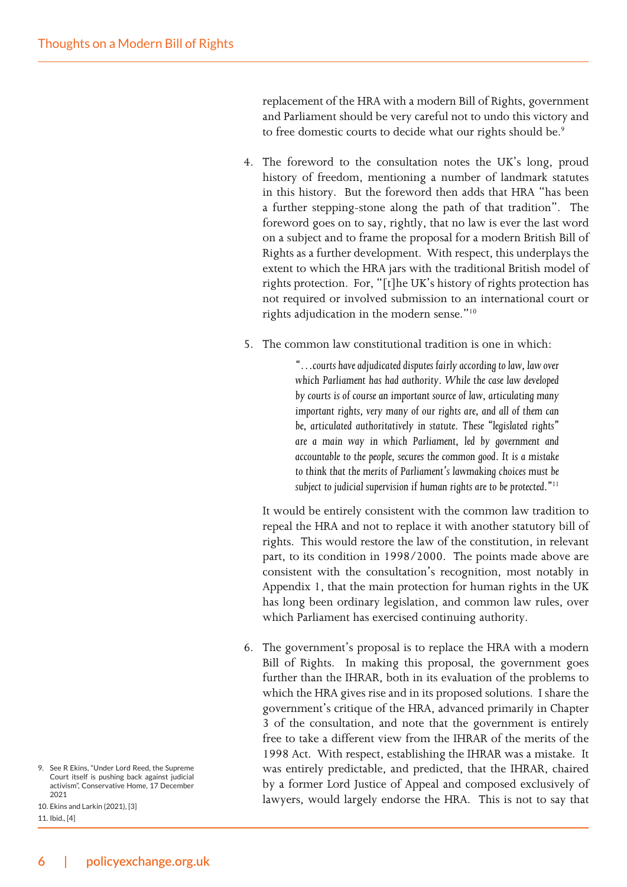replacement of the HRA with a modern Bill of Rights, government and Parliament should be very careful not to undo this victory and to free domestic courts to decide what our rights should be.[9]

4. The foreword to the consultation notes the UK's long, proud history of freedom, mentioning a number of landmark statutes in this history. But the foreword then adds that HRA "has been a further stepping-stone along the path of that tradition". The foreword goes on to say, rightly, that no law is ever the last word on a subject and to frame the proposal for a modern British Bill of Rights as a further development. With respect, this underplays the extent to which the HRA jars with the traditional British model of rights protection. For, "[t]he UK's history of rights protection has not required or involved submission to an international court or rights adjudication in the modern sense."[10]

5. The common law constitutional tradition is one in which:

> *"…courts have adjudicated disputes fairly according to law, law over which Parliament has had authority. While the case law developed by courts is of course an important source of law, articulating many important rights, very many of our rights are, and all of them can be, articulated authoritatively in statute. These "legislated rights" are a main way in which Parliament, led by government and accountable to the people, secures the common good. It is a mistake to think that the merits of Parliament's lawmaking choices must be subject to judicial supervision if human rights are to be protected."*[11]

   It would be entirely consistent with the common law tradition to repeal the HRA and not to replace it with another statutory bill of rights. This would restore the law of the constitution, in relevant part, to its condition in 1998/2000. The points made above are consistent with the consultation's recognition, most notably in Appendix 1, that the main protection for human rights in the UK has long been ordinary legislation, and common law rules, over which Parliament has exercised continuing authority.

6. The government's proposal is to replace the HRA with a modern Bill of Rights. In making this proposal, the government goes further than the IHRAR, both in its evaluation of the problems to which the HRA gives rise and in its proposed solutions. I share the government's critique of the HRA, advanced primarily in Chapter 3 of the consultation, and note that the government is entirely free to take a different view from the IHRAR of the merits of the 1998 Act. With respect, establishing the IHRAR was a mistake. It was entirely predictable, and predicted, that the IHRAR, chaired by a former Lord Justice of Appeal and composed exclusively of lawyers, would largely endorse the HRA. This is not to say that

9. See R Ekins, "Under Lord Reed, the Supreme Court itself is pushing back against judicial activism", Conservative Home, 17 December 2021
10. Ekins and Larkin (2021), [3]
11. Ibid., [4]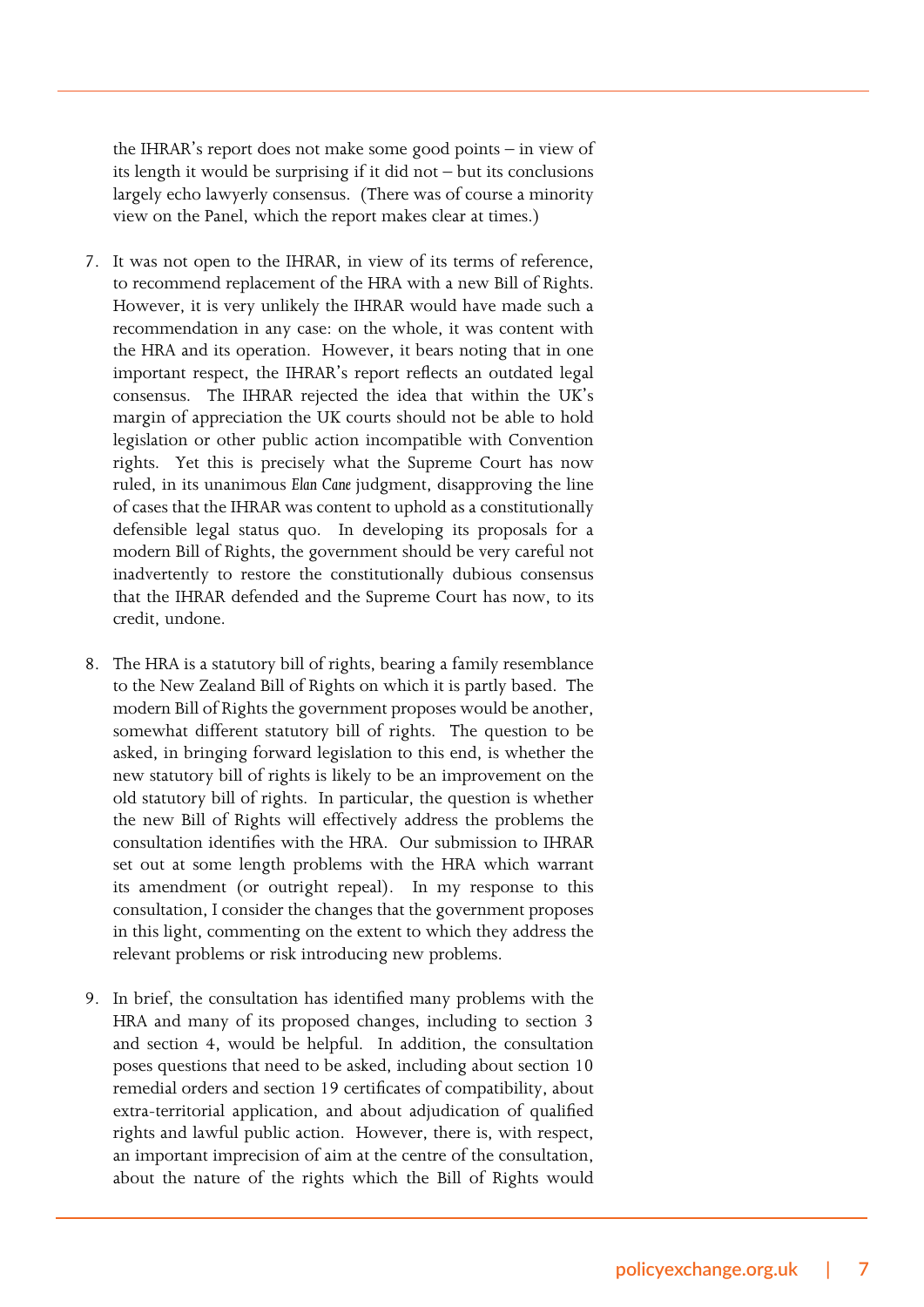the IHRAR's report does not make some good points – in view of its length it would be surprising if it did not – but its conclusions largely echo lawyerly consensus. (There was of course a minority view on the Panel, which the report makes clear at times.)

7. It was not open to the IHRAR, in view of its terms of reference, to recommend replacement of the HRA with a new Bill of Rights. However, it is very unlikely the IHRAR would have made such a recommendation in any case: on the whole, it was content with the HRA and its operation. However, it bears noting that in one important respect, the IHRAR's report reflects an outdated legal consensus. The IHRAR rejected the idea that within the UK's margin of appreciation the UK courts should not be able to hold legislation or other public action incompatible with Convention rights. Yet this is precisely what the Supreme Court has now ruled, in its unanimous *Elan Cane* judgment, disapproving the line of cases that the IHRAR was content to uphold as a constitutionally defensible legal status quo. In developing its proposals for a modern Bill of Rights, the government should be very careful not inadvertently to restore the constitutionally dubious consensus that the IHRAR defended and the Supreme Court has now, to its credit, undone.

8. The HRA is a statutory bill of rights, bearing a family resemblance to the New Zealand Bill of Rights on which it is partly based. The modern Bill of Rights the government proposes would be another, somewhat different statutory bill of rights. The question to be asked, in bringing forward legislation to this end, is whether the new statutory bill of rights is likely to be an improvement on the old statutory bill of rights. In particular, the question is whether the new Bill of Rights will effectively address the problems the consultation identifies with the HRA. Our submission to IHRAR set out at some length problems with the HRA which warrant its amendment (or outright repeal). In my response to this consultation, I consider the changes that the government proposes in this light, commenting on the extent to which they address the relevant problems or risk introducing new problems.

9. In brief, the consultation has identified many problems with the HRA and many of its proposed changes, including to section 3 and section 4, would be helpful. In addition, the consultation poses questions that need to be asked, including about section 10 remedial orders and section 19 certificates of compatibility, about extra-territorial application, and about adjudication of qualified rights and lawful public action. However, there is, with respect, an important imprecision of aim at the centre of the consultation, about the nature of the rights which the Bill of Rights would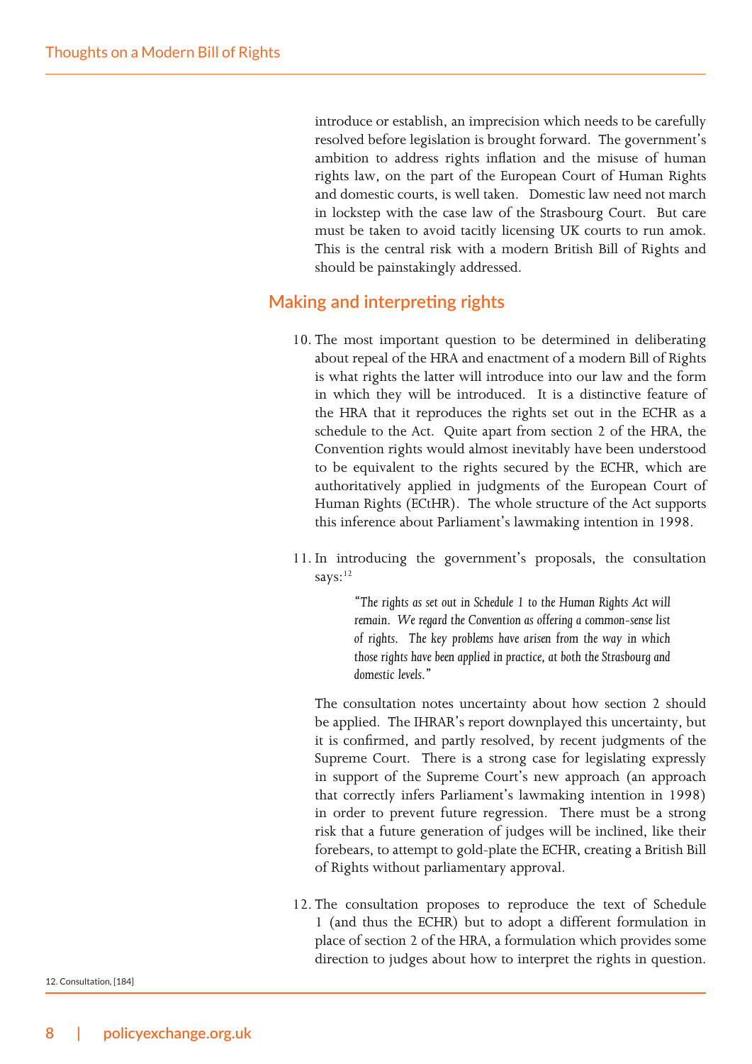introduce or establish, an imprecision which needs to be carefully resolved before legislation is brought forward. The government's ambition to address rights inflation and the misuse of human rights law, on the part of the European Court of Human Rights and domestic courts, is well taken. Domestic law need not march in lockstep with the case law of the Strasbourg Court. But care must be taken to avoid tacitly licensing UK courts to run amok. This is the central risk with a modern British Bill of Rights and should be painstakingly addressed.

## Making and interpreting rights

10. The most important question to be determined in deliberating about repeal of the HRA and enactment of a modern Bill of Rights is what rights the latter will introduce into our law and the form in which they will be introduced. It is a distinctive feature of the HRA that it reproduces the rights set out in the ECHR as a schedule to the Act. Quite apart from section 2 of the HRA, the Convention rights would almost inevitably have been understood to be equivalent to the rights secured by the ECHR, which are authoritatively applied in judgments of the European Court of Human Rights (ECtHR). The whole structure of the Act supports this inference about Parliament's lawmaking intention in 1998.

11. In introducing the government's proposals, the consultation says:[12]

> *"The rights as set out in Schedule 1 to the Human Rights Act will remain. We regard the Convention as offering a common-sense list of rights. The key problems have arisen from the way in which those rights have been applied in practice, at both the Strasbourg and domestic levels."*

The consultation notes uncertainty about how section 2 should be applied. The IHRAR's report downplayed this uncertainty, but it is confirmed, and partly resolved, by recent judgments of the Supreme Court. There is a strong case for legislating expressly in support of the Supreme Court's new approach (an approach that correctly infers Parliament's lawmaking intention in 1998) in order to prevent future regression. There must be a strong risk that a future generation of judges will be inclined, like their forebears, to attempt to gold-plate the ECHR, creating a British Bill of Rights without parliamentary approval.

12. The consultation proposes to reproduce the text of Schedule 1 (and thus the ECHR) but to adopt a different formulation in place of section 2 of the HRA, a formulation which provides some direction to judges about how to interpret the rights in question.

12. Consultation, [184]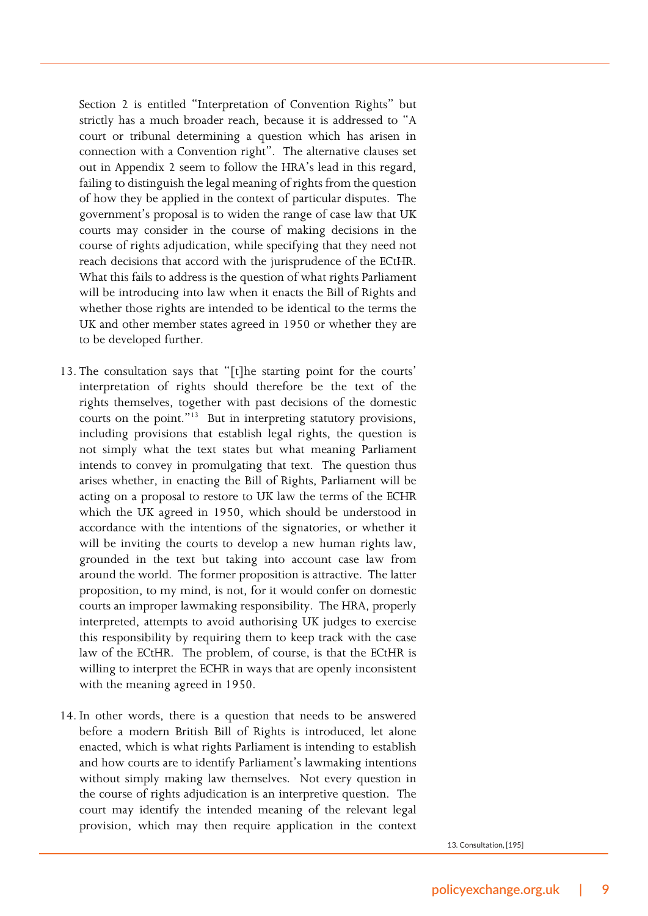Section 2 is entitled "Interpretation of Convention Rights" but strictly has a much broader reach, because it is addressed to "A court or tribunal determining a question which has arisen in connection with a Convention right". The alternative clauses set out in Appendix 2 seem to follow the HRA's lead in this regard, failing to distinguish the legal meaning of rights from the question of how they be applied in the context of particular disputes. The government's proposal is to widen the range of case law that UK courts may consider in the course of making decisions in the course of rights adjudication, while specifying that they need not reach decisions that accord with the jurisprudence of the ECtHR. What this fails to address is the question of what rights Parliament will be introducing into law when it enacts the Bill of Rights and whether those rights are intended to be identical to the terms the UK and other member states agreed in 1950 or whether they are to be developed further.

13. The consultation says that "[t]he starting point for the courts' interpretation of rights should therefore be the text of the rights themselves, together with past decisions of the domestic courts on the point."[13] But in interpreting statutory provisions, including provisions that establish legal rights, the question is not simply what the text states but what meaning Parliament intends to convey in promulgating that text. The question thus arises whether, in enacting the Bill of Rights, Parliament will be acting on a proposal to restore to UK law the terms of the ECHR which the UK agreed in 1950, which should be understood in accordance with the intentions of the signatories, or whether it will be inviting the courts to develop a new human rights law, grounded in the text but taking into account case law from around the world. The former proposition is attractive. The latter proposition, to my mind, is not, for it would confer on domestic courts an improper lawmaking responsibility. The HRA, properly interpreted, attempts to avoid authorising UK judges to exercise this responsibility by requiring them to keep track with the case law of the ECtHR. The problem, of course, is that the ECtHR is willing to interpret the ECHR in ways that are openly inconsistent with the meaning agreed in 1950.

14. In other words, there is a question that needs to be answered before a modern British Bill of Rights is introduced, let alone enacted, which is what rights Parliament is intending to establish and how courts are to identify Parliament's lawmaking intentions without simply making law themselves. Not every question in the course of rights adjudication is an interpretive question. The court may identify the intended meaning of the relevant legal provision, which may then require application in the context

13. Consultation, [195]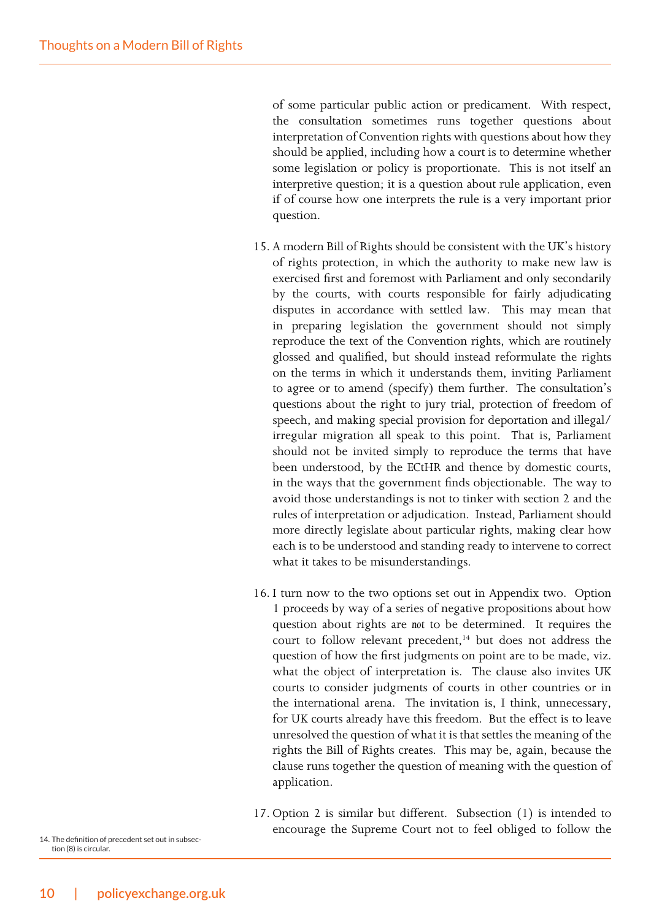of some particular public action or predicament. With respect, the consultation sometimes runs together questions about interpretation of Convention rights with questions about how they should be applied, including how a court is to determine whether some legislation or policy is proportionate. This is not itself an interpretive question; it is a question about rule application, even if of course how one interprets the rule is a very important prior question.

15. A modern Bill of Rights should be consistent with the UK's history of rights protection, in which the authority to make new law is exercised first and foremost with Parliament and only secondarily by the courts, with courts responsible for fairly adjudicating disputes in accordance with settled law. This may mean that in preparing legislation the government should not simply reproduce the text of the Convention rights, which are routinely glossed and qualified, but should instead reformulate the rights on the terms in which it understands them, inviting Parliament to agree or to amend (specify) them further. The consultation's questions about the right to jury trial, protection of freedom of speech, and making special provision for deportation and illegal/irregular migration all speak to this point. That is, Parliament should not be invited simply to reproduce the terms that have been understood, by the ECtHR and thence by domestic courts, in the ways that the government finds objectionable. The way to avoid those understandings is not to tinker with section 2 and the rules of interpretation or adjudication. Instead, Parliament should more directly legislate about particular rights, making clear how each is to be understood and standing ready to intervene to correct what it takes to be misunderstandings.

16. I turn now to the two options set out in Appendix two. Option 1 proceeds by way of a series of negative propositions about how question about rights are *not* to be determined. It requires the court to follow relevant precedent,[14] but does not address the question of how the first judgments on point are to be made, viz. what the object of interpretation is. The clause also invites UK courts to consider judgments of courts in other countries or in the international arena. The invitation is, I think, unnecessary, for UK courts already have this freedom. But the effect is to leave unresolved the question of what it is that settles the meaning of the rights the Bill of Rights creates. This may be, again, because the clause runs together the question of meaning with the question of application.

17. Option 2 is similar but different. Subsection (1) is intended to encourage the Supreme Court not to feel obliged to follow the

14. The definition of precedent set out in subsection (8) is circular.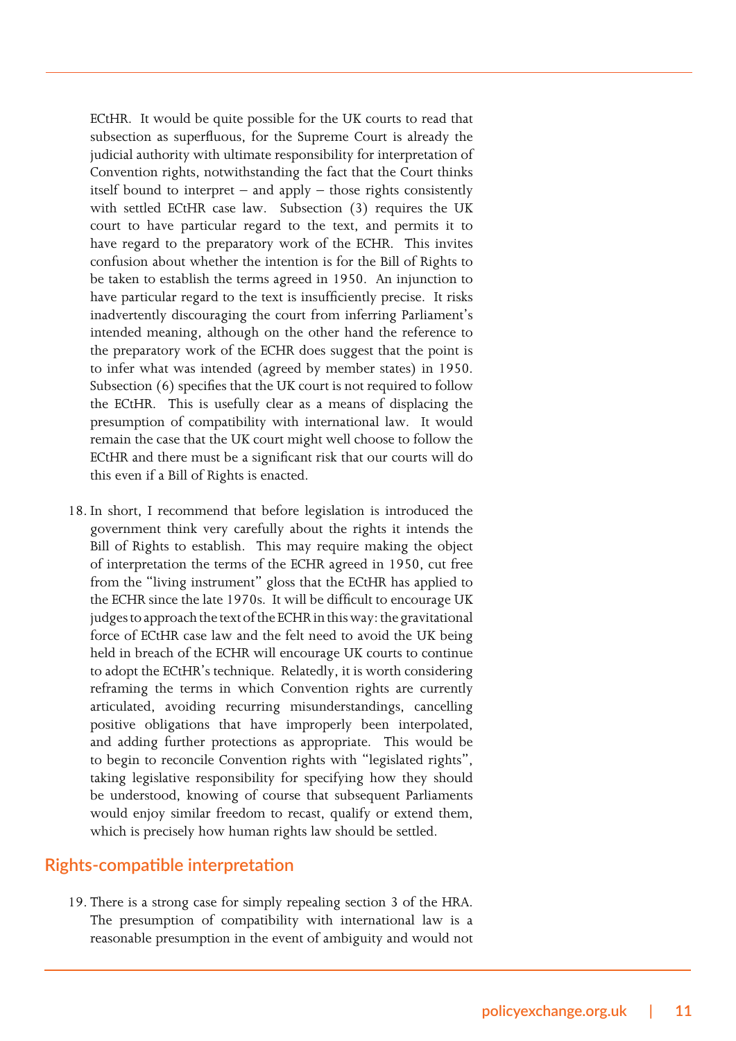ECtHR. It would be quite possible for the UK courts to read that subsection as superfluous, for the Supreme Court is already the judicial authority with ultimate responsibility for interpretation of Convention rights, notwithstanding the fact that the Court thinks itself bound to interpret – and apply – those rights consistently with settled ECtHR case law. Subsection (3) requires the UK court to have particular regard to the text, and permits it to have regard to the preparatory work of the ECHR. This invites confusion about whether the intention is for the Bill of Rights to be taken to establish the terms agreed in 1950. An injunction to have particular regard to the text is insufficiently precise. It risks inadvertently discouraging the court from inferring Parliament's intended meaning, although on the other hand the reference to the preparatory work of the ECHR does suggest that the point is to infer what was intended (agreed by member states) in 1950. Subsection (6) specifies that the UK court is not required to follow the ECtHR. This is usefully clear as a means of displacing the presumption of compatibility with international law. It would remain the case that the UK court might well choose to follow the ECtHR and there must be a significant risk that our courts will do this even if a Bill of Rights is enacted.

18. In short, I recommend that before legislation is introduced the government think very carefully about the rights it intends the Bill of Rights to establish. This may require making the object of interpretation the terms of the ECHR agreed in 1950, cut free from the "living instrument" gloss that the ECtHR has applied to the ECHR since the late 1970s. It will be difficult to encourage UK judges to approach the text of the ECHR in this way: the gravitational force of ECtHR case law and the felt need to avoid the UK being held in breach of the ECHR will encourage UK courts to continue to adopt the ECtHR's technique. Relatedly, it is worth considering reframing the terms in which Convention rights are currently articulated, avoiding recurring misunderstandings, cancelling positive obligations that have improperly been interpolated, and adding further protections as appropriate. This would be to begin to reconcile Convention rights with "legislated rights", taking legislative responsibility for specifying how they should be understood, knowing of course that subsequent Parliaments would enjoy similar freedom to recast, qualify or extend them, which is precisely how human rights law should be settled.

## Rights-compatible interpretation

19. There is a strong case for simply repealing section 3 of the HRA. The presumption of compatibility with international law is a reasonable presumption in the event of ambiguity and would not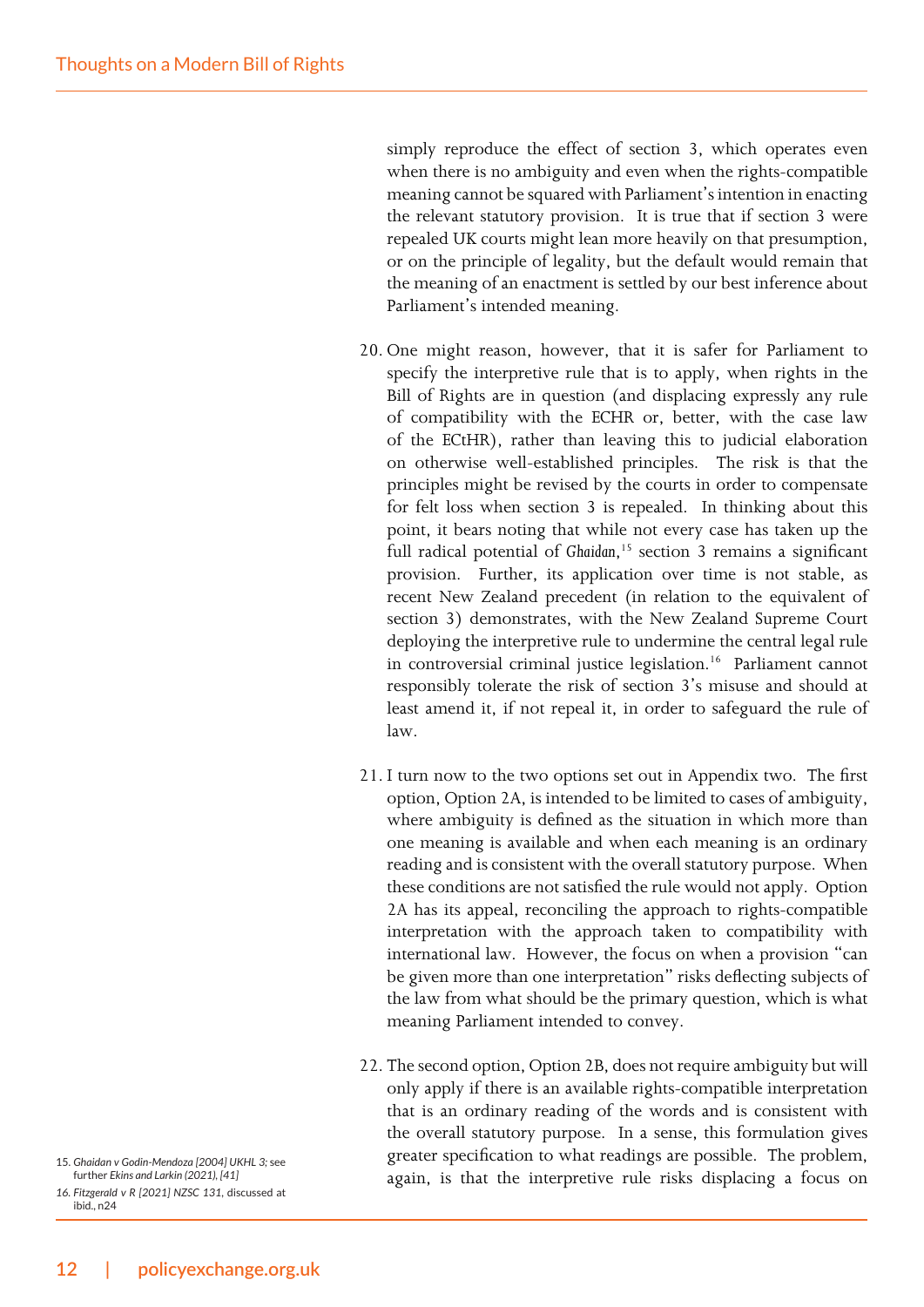simply reproduce the effect of section 3, which operates even when there is no ambiguity and even when the rights-compatible meaning cannot be squared with Parliament's intention in enacting the relevant statutory provision. It is true that if section 3 were repealed UK courts might lean more heavily on that presumption, or on the principle of legality, but the default would remain that the meaning of an enactment is settled by our best inference about Parliament's intended meaning.

20. One might reason, however, that it is safer for Parliament to specify the interpretive rule that is to apply, when rights in the Bill of Rights are in question (and displacing expressly any rule of compatibility with the ECHR or, better, with the case law of the ECtHR), rather than leaving this to judicial elaboration on otherwise well-established principles. The risk is that the principles might be revised by the courts in order to compensate for felt loss when section 3 is repealed. In thinking about this point, it bears noting that while not every case has taken up the full radical potential of *Ghaidan*,[15] section 3 remains a significant provision. Further, its application over time is not stable, as recent New Zealand precedent (in relation to the equivalent of section 3) demonstrates, with the New Zealand Supreme Court deploying the interpretive rule to undermine the central legal rule in controversial criminal justice legislation.[16] Parliament cannot responsibly tolerate the risk of section 3's misuse and should at least amend it, if not repeal it, in order to safeguard the rule of law.

21. I turn now to the two options set out in Appendix two. The first option, Option 2A, is intended to be limited to cases of ambiguity, where ambiguity is defined as the situation in which more than one meaning is available and when each meaning is an ordinary reading and is consistent with the overall statutory purpose. When these conditions are not satisfied the rule would not apply. Option 2A has its appeal, reconciling the approach to rights-compatible interpretation with the approach taken to compatibility with international law. However, the focus on when a provision "can be given more than one interpretation" risks deflecting subjects of the law from what should be the primary question, which is what meaning Parliament intended to convey.

22. The second option, Option 2B, does not require ambiguity but will only apply if there is an available rights-compatible interpretation that is an ordinary reading of the words and is consistent with the overall statutory purpose. In a sense, this formulation gives greater specification to what readings are possible. The problem, again, is that the interpretive rule risks displacing a focus on

15. *Ghaidan v Godin-Mendoza [2004] UKHL 3*; see further *Ekins and Larkin (2021), [41]*

16. *Fitzgerald v R [2021] NZSC 131*, discussed at ibid., n24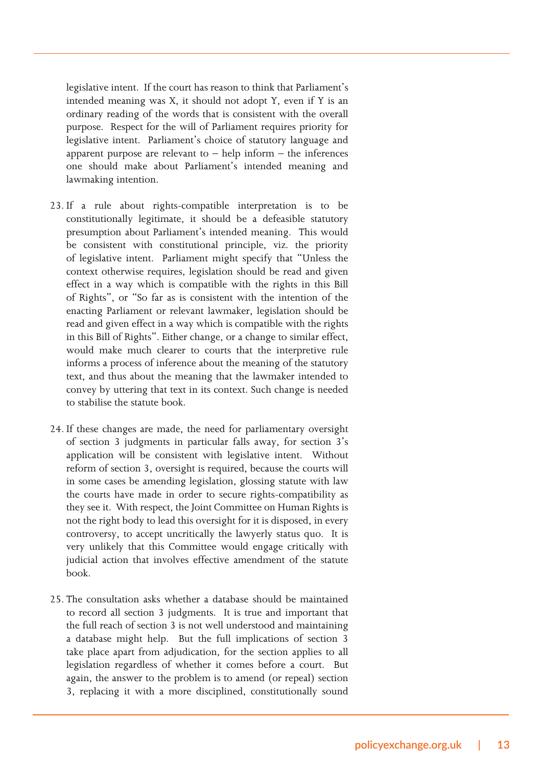legislative intent. If the court has reason to think that Parliament's intended meaning was X, it should not adopt Y, even if Y is an ordinary reading of the words that is consistent with the overall purpose. Respect for the will of Parliament requires priority for legislative intent. Parliament's choice of statutory language and apparent purpose are relevant to – help inform – the inferences one should make about Parliament's intended meaning and lawmaking intention.

23. If a rule about rights-compatible interpretation is to be constitutionally legitimate, it should be a defeasible statutory presumption about Parliament's intended meaning. This would be consistent with constitutional principle, viz. the priority of legislative intent. Parliament might specify that "Unless the context otherwise requires, legislation should be read and given effect in a way which is compatible with the rights in this Bill of Rights", or "So far as is consistent with the intention of the enacting Parliament or relevant lawmaker, legislation should be read and given effect in a way which is compatible with the rights in this Bill of Rights". Either change, or a change to similar effect, would make much clearer to courts that the interpretive rule informs a process of inference about the meaning of the statutory text, and thus about the meaning that the lawmaker intended to convey by uttering that text in its context. Such change is needed to stabilise the statute book.

24. If these changes are made, the need for parliamentary oversight of section 3 judgments in particular falls away, for section 3's application will be consistent with legislative intent. Without reform of section 3, oversight is required, because the courts will in some cases be amending legislation, glossing statute with law the courts have made in order to secure rights-compatibility as they see it. With respect, the Joint Committee on Human Rights is not the right body to lead this oversight for it is disposed, in every controversy, to accept uncritically the lawyerly status quo. It is very unlikely that this Committee would engage critically with judicial action that involves effective amendment of the statute book.

25. The consultation asks whether a database should be maintained to record all section 3 judgments. It is true and important that the full reach of section 3 is not well understood and maintaining a database might help. But the full implications of section 3 take place apart from adjudication, for the section applies to all legislation regardless of whether it comes before a court. But again, the answer to the problem is to amend (or repeal) section 3, replacing it with a more disciplined, constitutionally sound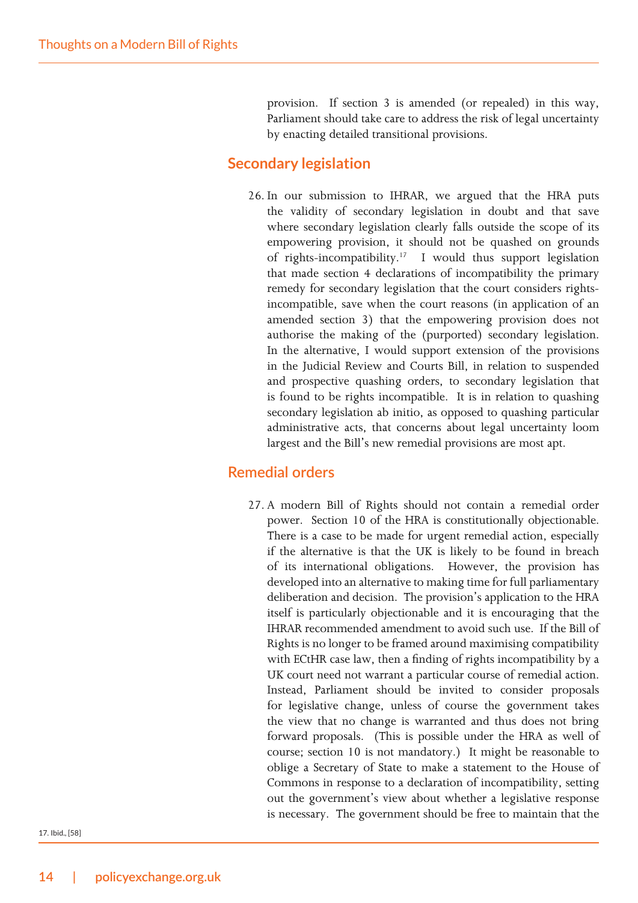provision. If section 3 is amended (or repealed) in this way, Parliament should take care to address the risk of legal uncertainty by enacting detailed transitional provisions.

## Secondary legislation

26. In our submission to IHRAR, we argued that the HRA puts the validity of secondary legislation in doubt and that save where secondary legislation clearly falls outside the scope of its empowering provision, it should not be quashed on grounds of rights-incompatibility.[17] I would thus support legislation that made section 4 declarations of incompatibility the primary remedy for secondary legislation that the court considers rights-incompatible, save when the court reasons (in application of an amended section 3) that the empowering provision does not authorise the making of the (purported) secondary legislation. In the alternative, I would support extension of the provisions in the Judicial Review and Courts Bill, in relation to suspended and prospective quashing orders, to secondary legislation that is found to be rights incompatible. It is in relation to quashing secondary legislation ab initio, as opposed to quashing particular administrative acts, that concerns about legal uncertainty loom largest and the Bill's new remedial provisions are most apt.

## Remedial orders

27. A modern Bill of Rights should not contain a remedial order power. Section 10 of the HRA is constitutionally objectionable. There is a case to be made for urgent remedial action, especially if the alternative is that the UK is likely to be found in breach of its international obligations. However, the provision has developed into an alternative to making time for full parliamentary deliberation and decision. The provision's application to the HRA itself is particularly objectionable and it is encouraging that the IHRAR recommended amendment to avoid such use. If the Bill of Rights is no longer to be framed around maximising compatibility with ECtHR case law, then a finding of rights incompatibility by a UK court need not warrant a particular course of remedial action. Instead, Parliament should be invited to consider proposals for legislative change, unless of course the government takes the view that no change is warranted and thus does not bring forward proposals. (This is possible under the HRA as well of course; section 10 is not mandatory.) It might be reasonable to oblige a Secretary of State to make a statement to the House of Commons in response to a declaration of incompatibility, setting out the government's view about whether a legislative response is necessary. The government should be free to maintain that the

17. Ibid., [58]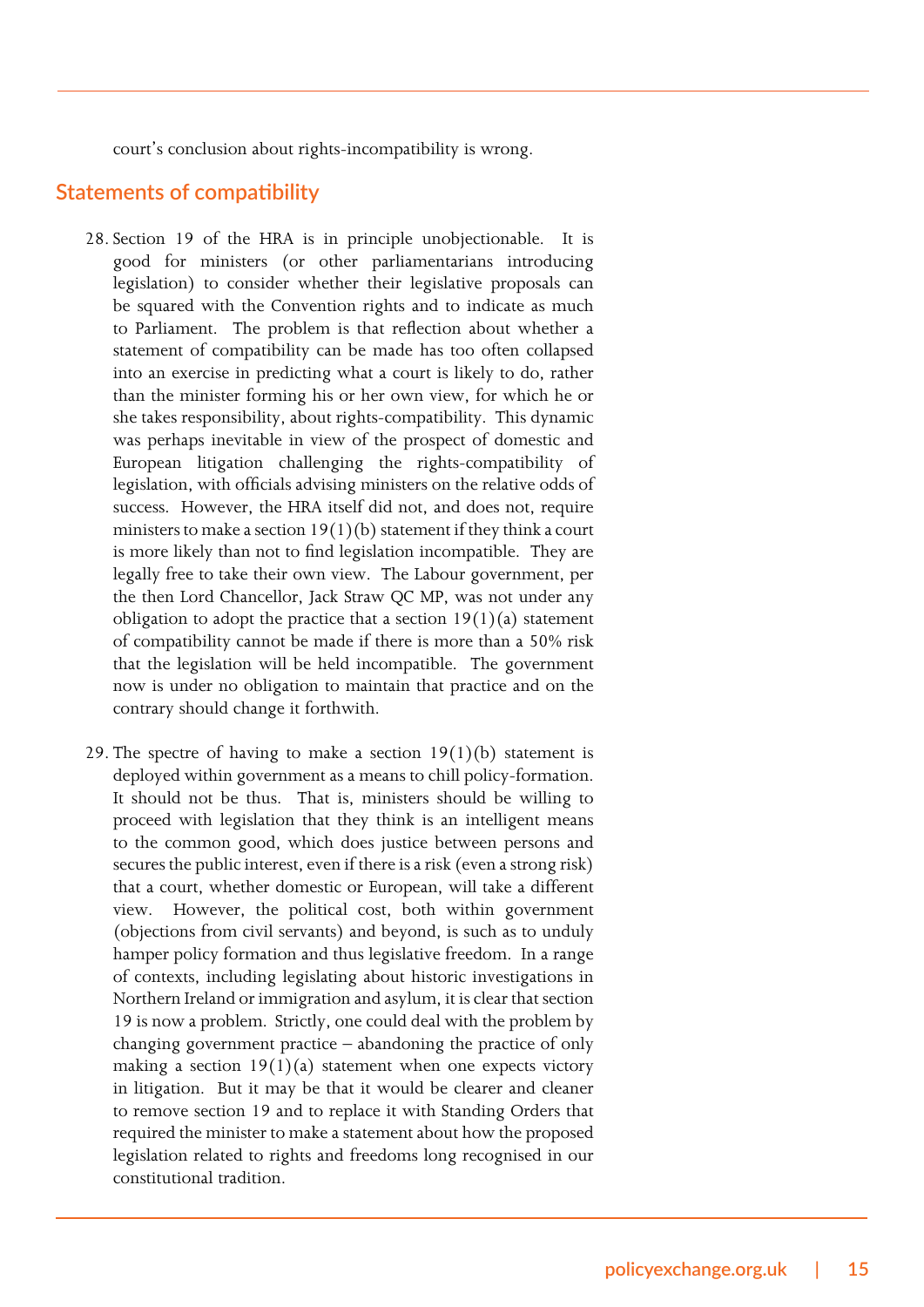court's conclusion about rights-incompatibility is wrong.

## Statements of compatibility

28. Section 19 of the HRA is in principle unobjectionable. It is good for ministers (or other parliamentarians introducing legislation) to consider whether their legislative proposals can be squared with the Convention rights and to indicate as much to Parliament. The problem is that reflection about whether a statement of compatibility can be made has too often collapsed into an exercise in predicting what a court is likely to do, rather than the minister forming his or her own view, for which he or she takes responsibility, about rights-compatibility. This dynamic was perhaps inevitable in view of the prospect of domestic and European litigation challenging the rights-compatibility of legislation, with officials advising ministers on the relative odds of success. However, the HRA itself did not, and does not, require ministers to make a section 19(1)(b) statement if they think a court is more likely than not to find legislation incompatible. They are legally free to take their own view. The Labour government, per the then Lord Chancellor, Jack Straw QC MP, was not under any obligation to adopt the practice that a section 19(1)(a) statement of compatibility cannot be made if there is more than a 50% risk that the legislation will be held incompatible. The government now is under no obligation to maintain that practice and on the contrary should change it forthwith.

29. The spectre of having to make a section 19(1)(b) statement is deployed within government as a means to chill policy-formation. It should not be thus. That is, ministers should be willing to proceed with legislation that they think is an intelligent means to the common good, which does justice between persons and secures the public interest, even if there is a risk (even a strong risk) that a court, whether domestic or European, will take a different view. However, the political cost, both within government (objections from civil servants) and beyond, is such as to unduly hamper policy formation and thus legislative freedom. In a range of contexts, including legislating about historic investigations in Northern Ireland or immigration and asylum, it is clear that section 19 is now a problem. Strictly, one could deal with the problem by changing government practice – abandoning the practice of only making a section 19(1)(a) statement when one expects victory in litigation. But it may be that it would be clearer and cleaner to remove section 19 and to replace it with Standing Orders that required the minister to make a statement about how the proposed legislation related to rights and freedoms long recognised in our constitutional tradition.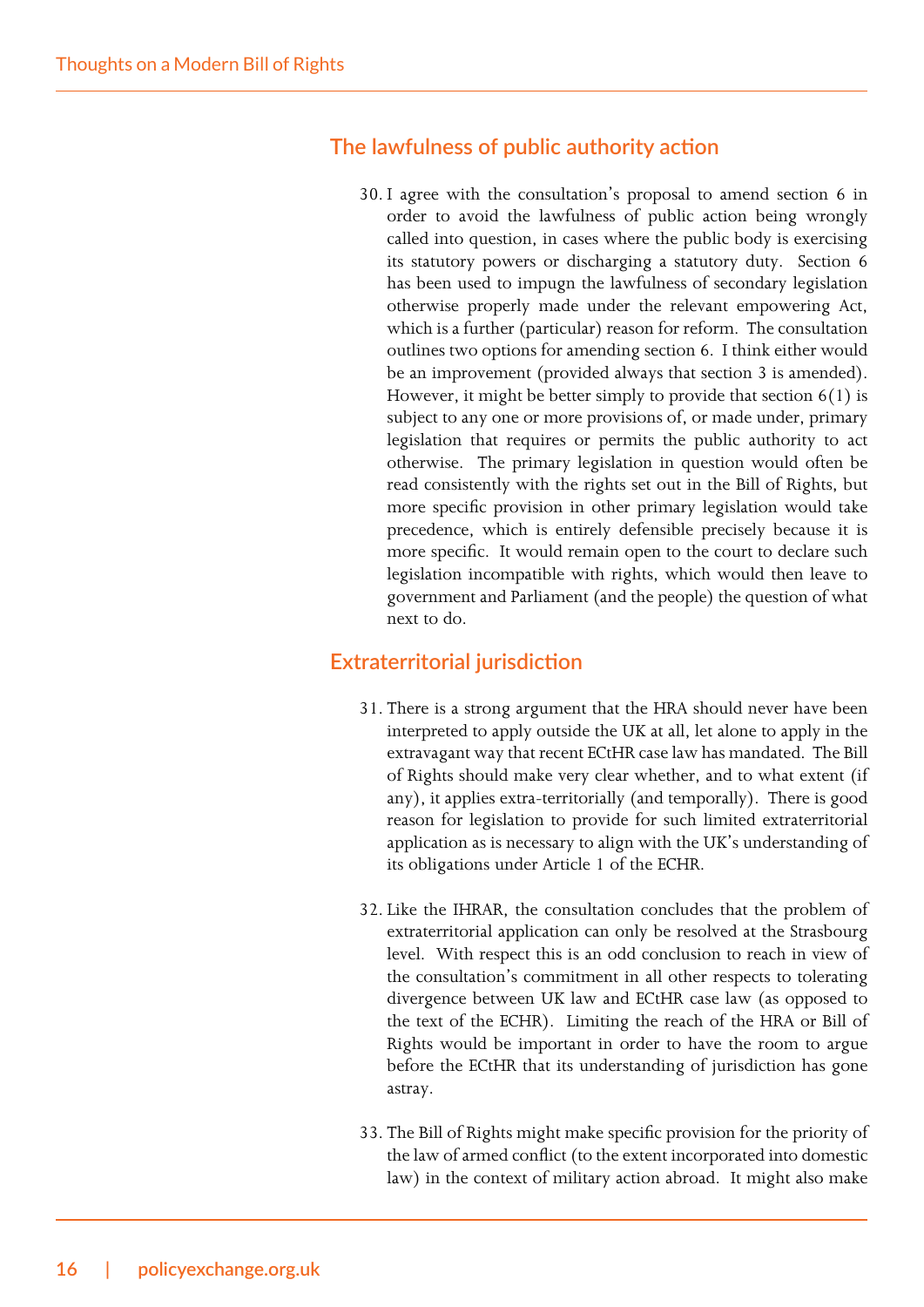## The lawfulness of public authority action

30. I agree with the consultation's proposal to amend section 6 in order to avoid the lawfulness of public action being wrongly called into question, in cases where the public body is exercising its statutory powers or discharging a statutory duty. Section 6 has been used to impugn the lawfulness of secondary legislation otherwise properly made under the relevant empowering Act, which is a further (particular) reason for reform. The consultation outlines two options for amending section 6. I think either would be an improvement (provided always that section 3 is amended). However, it might be better simply to provide that section 6(1) is subject to any one or more provisions of, or made under, primary legislation that requires or permits the public authority to act otherwise. The primary legislation in question would often be read consistently with the rights set out in the Bill of Rights, but more specific provision in other primary legislation would take precedence, which is entirely defensible precisely because it is more specific. It would remain open to the court to declare such legislation incompatible with rights, which would then leave to government and Parliament (and the people) the question of what next to do.

## Extraterritorial jurisdiction

31. There is a strong argument that the HRA should never have been interpreted to apply outside the UK at all, let alone to apply in the extravagant way that recent ECtHR case law has mandated. The Bill of Rights should make very clear whether, and to what extent (if any), it applies extra-territorially (and temporally). There is good reason for legislation to provide for such limited extraterritorial application as is necessary to align with the UK's understanding of its obligations under Article 1 of the ECHR.

32. Like the IHRAR, the consultation concludes that the problem of extraterritorial application can only be resolved at the Strasbourg level. With respect this is an odd conclusion to reach in view of the consultation's commitment in all other respects to tolerating divergence between UK law and ECtHR case law (as opposed to the text of the ECHR). Limiting the reach of the HRA or Bill of Rights would be important in order to have the room to argue before the ECtHR that its understanding of jurisdiction has gone astray.

33. The Bill of Rights might make specific provision for the priority of the law of armed conflict (to the extent incorporated into domestic law) in the context of military action abroad. It might also make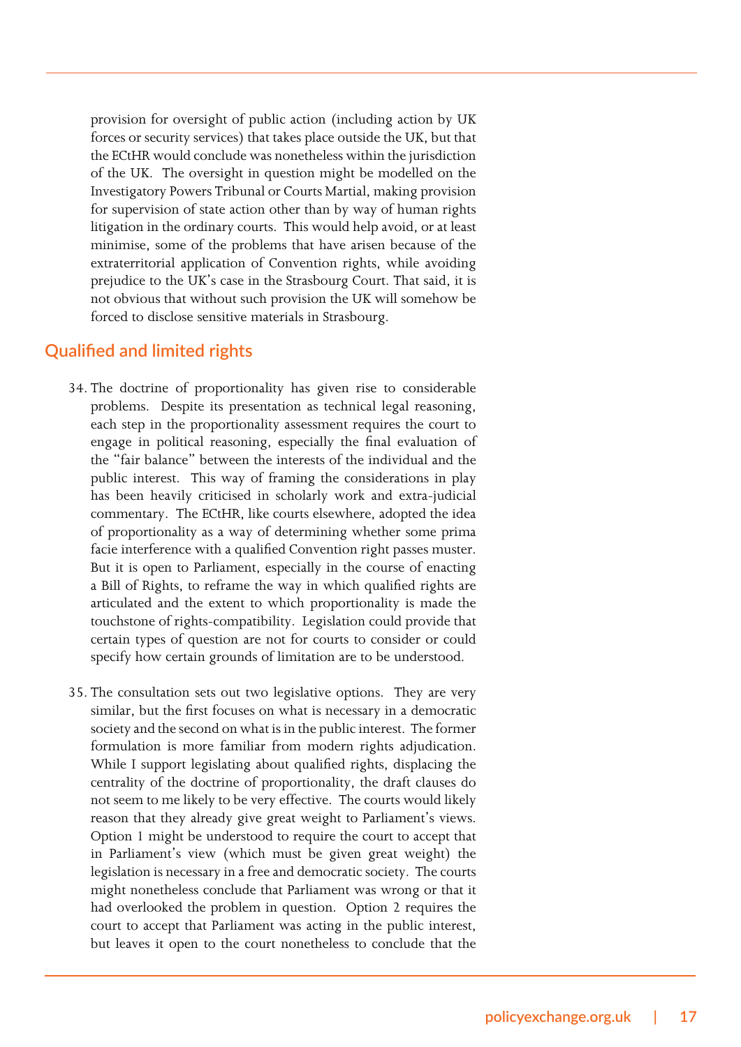provision for oversight of public action (including action by UK forces or security services) that takes place outside the UK, but that the ECtHR would conclude was nonetheless within the jurisdiction of the UK. The oversight in question might be modelled on the Investigatory Powers Tribunal or Courts Martial, making provision for supervision of state action other than by way of human rights litigation in the ordinary courts. This would help avoid, or at least minimise, some of the problems that have arisen because of the extraterritorial application of Convention rights, while avoiding prejudice to the UK's case in the Strasbourg Court. That said, it is not obvious that without such provision the UK will somehow be forced to disclose sensitive materials in Strasbourg.

## Qualified and limited rights

34. The doctrine of proportionality has given rise to considerable problems. Despite its presentation as technical legal reasoning, each step in the proportionality assessment requires the court to engage in political reasoning, especially the final evaluation of the "fair balance" between the interests of the individual and the public interest. This way of framing the considerations in play has been heavily criticised in scholarly work and extra-judicial commentary. The ECtHR, like courts elsewhere, adopted the idea of proportionality as a way of determining whether some prima facie interference with a qualified Convention right passes muster. But it is open to Parliament, especially in the course of enacting a Bill of Rights, to reframe the way in which qualified rights are articulated and the extent to which proportionality is made the touchstone of rights-compatibility. Legislation could provide that certain types of question are not for courts to consider or could specify how certain grounds of limitation are to be understood.

35. The consultation sets out two legislative options. They are very similar, but the first focuses on what is necessary in a democratic society and the second on what is in the public interest. The former formulation is more familiar from modern rights adjudication. While I support legislating about qualified rights, displacing the centrality of the doctrine of proportionality, the draft clauses do not seem to me likely to be very effective. The courts would likely reason that they already give great weight to Parliament's views. Option 1 might be understood to require the court to accept that in Parliament's view (which must be given great weight) the legislation is necessary in a free and democratic society. The courts might nonetheless conclude that Parliament was wrong or that it had overlooked the problem in question. Option 2 requires the court to accept that Parliament was acting in the public interest, but leaves it open to the court nonetheless to conclude that the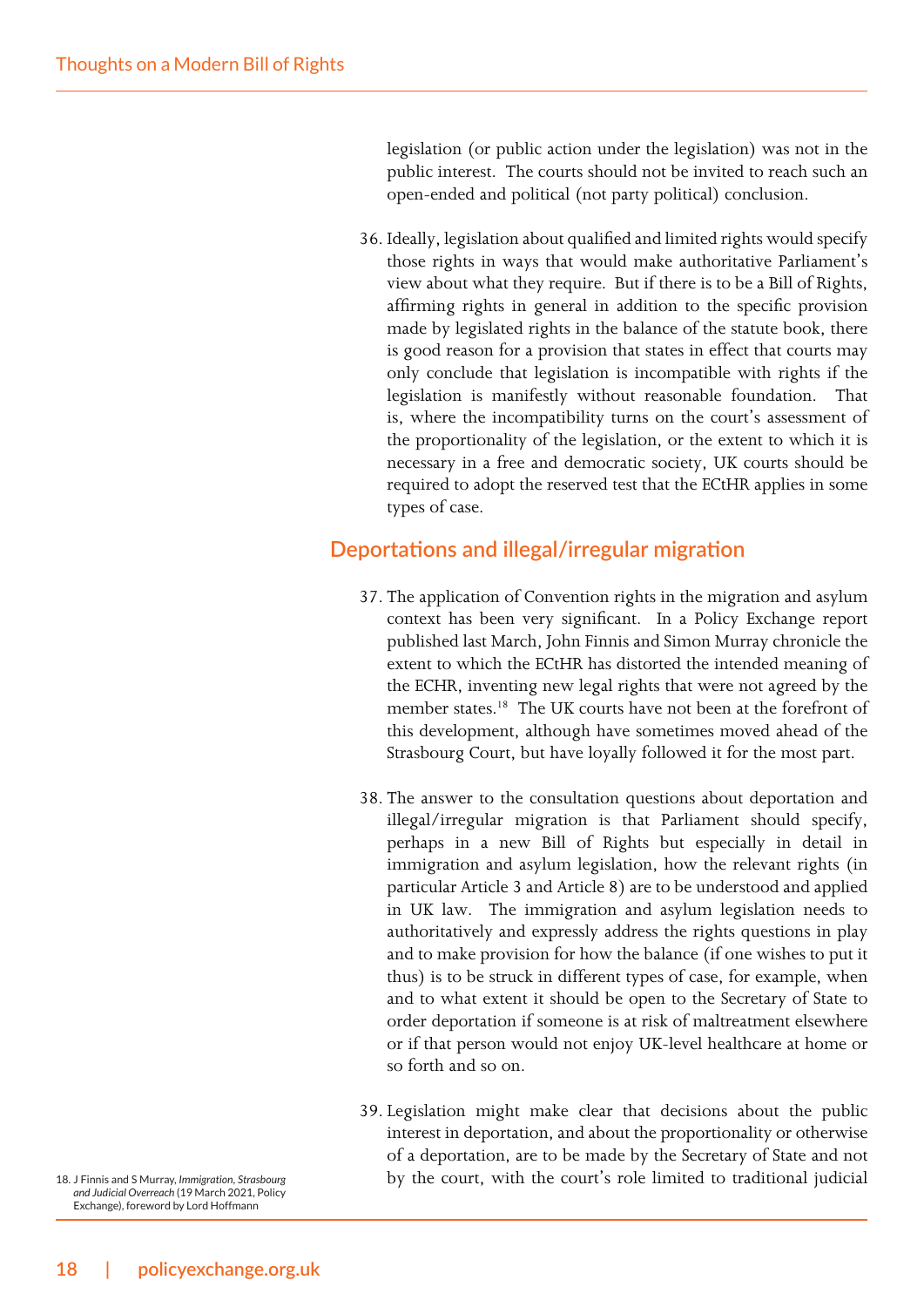legislation (or public action under the legislation) was not in the public interest. The courts should not be invited to reach such an open-ended and political (not party political) conclusion.

36. Ideally, legislation about qualified and limited rights would specify those rights in ways that would make authoritative Parliament's view about what they require. But if there is to be a Bill of Rights, affirming rights in general in addition to the specific provision made by legislated rights in the balance of the statute book, there is good reason for a provision that states in effect that courts may only conclude that legislation is incompatible with rights if the legislation is manifestly without reasonable foundation. That is, where the incompatibility turns on the court's assessment of the proportionality of the legislation, or the extent to which it is necessary in a free and democratic society, UK courts should be required to adopt the reserved test that the ECtHR applies in some types of case.

## Deportations and illegal/irregular migration

37. The application of Convention rights in the migration and asylum context has been very significant. In a Policy Exchange report published last March, John Finnis and Simon Murray chronicle the extent to which the ECtHR has distorted the intended meaning of the ECHR, inventing new legal rights that were not agreed by the member states.[18] The UK courts have not been at the forefront of this development, although have sometimes moved ahead of the Strasbourg Court, but have loyally followed it for the most part.

38. The answer to the consultation questions about deportation and illegal/irregular migration is that Parliament should specify, perhaps in a new Bill of Rights but especially in detail in immigration and asylum legislation, how the relevant rights (in particular Article 3 and Article 8) are to be understood and applied in UK law. The immigration and asylum legislation needs to authoritatively and expressly address the rights questions in play and to make provision for how the balance (if one wishes to put it thus) is to be struck in different types of case, for example, when and to what extent it should be open to the Secretary of State to order deportation if someone is at risk of maltreatment elsewhere or if that person would not enjoy UK-level healthcare at home or so forth and so on.

39. Legislation might make clear that decisions about the public interest in deportation, and about the proportionality or otherwise of a deportation, are to be made by the Secretary of State and not by the court, with the court's role limited to traditional judicial

18. J Finnis and S Murray, *Immigration, Strasbourg and Judicial Overreach* (19 March 2021, Policy Exchange), foreword by Lord Hoffmann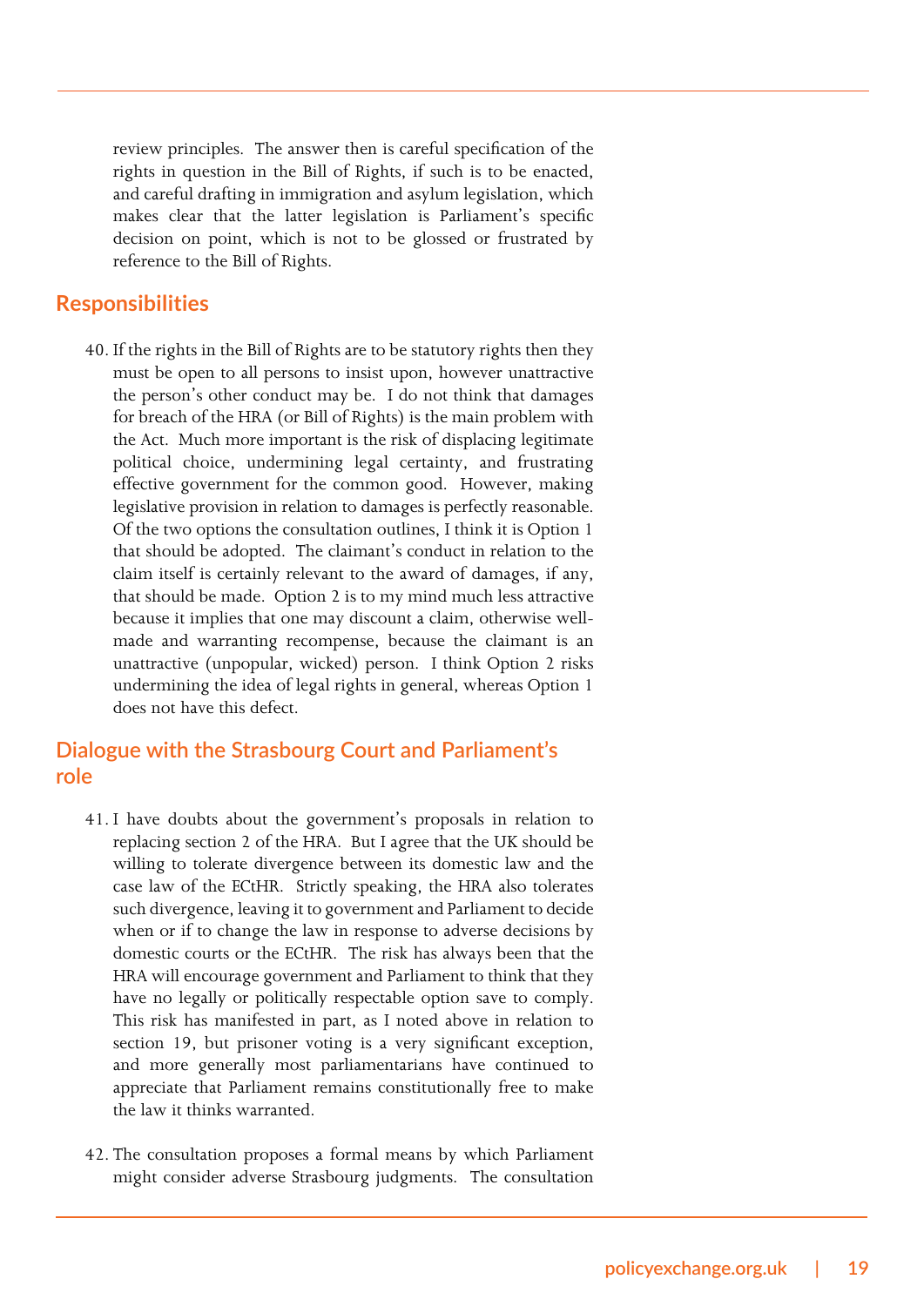review principles. The answer then is careful specification of the rights in question in the Bill of Rights, if such is to be enacted, and careful drafting in immigration and asylum legislation, which makes clear that the latter legislation is Parliament's specific decision on point, which is not to be glossed or frustrated by reference to the Bill of Rights.

## Responsibilities

40. If the rights in the Bill of Rights are to be statutory rights then they must be open to all persons to insist upon, however unattractive the person's other conduct may be. I do not think that damages for breach of the HRA (or Bill of Rights) is the main problem with the Act. Much more important is the risk of displacing legitimate political choice, undermining legal certainty, and frustrating effective government for the common good. However, making legislative provision in relation to damages is perfectly reasonable. Of the two options the consultation outlines, I think it is Option 1 that should be adopted. The claimant's conduct in relation to the claim itself is certainly relevant to the award of damages, if any, that should be made. Option 2 is to my mind much less attractive because it implies that one may discount a claim, otherwise well-made and warranting recompense, because the claimant is an unattractive (unpopular, wicked) person. I think Option 2 risks undermining the idea of legal rights in general, whereas Option 1 does not have this defect.

## Dialogue with the Strasbourg Court and Parliament's role

41. I have doubts about the government's proposals in relation to replacing section 2 of the HRA. But I agree that the UK should be willing to tolerate divergence between its domestic law and the case law of the ECtHR. Strictly speaking, the HRA also tolerates such divergence, leaving it to government and Parliament to decide when or if to change the law in response to adverse decisions by domestic courts or the ECtHR. The risk has always been that the HRA will encourage government and Parliament to think that they have no legally or politically respectable option save to comply. This risk has manifested in part, as I noted above in relation to section 19, but prisoner voting is a very significant exception, and more generally most parliamentarians have continued to appreciate that Parliament remains constitutionally free to make the law it thinks warranted.

42. The consultation proposes a formal means by which Parliament might consider adverse Strasbourg judgments. The consultation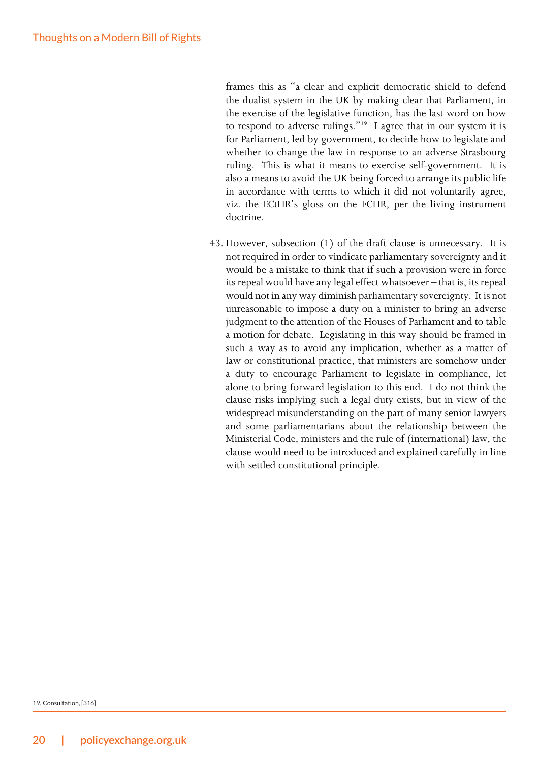frames this as "a clear and explicit democratic shield to defend the dualist system in the UK by making clear that Parliament, in the exercise of the legislative function, has the last word on how to respond to adverse rulings."[19] I agree that in our system it is for Parliament, led by government, to decide how to legislate and whether to change the law in response to an adverse Strasbourg ruling. This is what it means to exercise self-government. It is also a means to avoid the UK being forced to arrange its public life in accordance with terms to which it did not voluntarily agree, viz. the ECtHR's gloss on the ECHR, per the living instrument doctrine.

43. However, subsection (1) of the draft clause is unnecessary. It is not required in order to vindicate parliamentary sovereignty and it would be a mistake to think that if such a provision were in force its repeal would have any legal effect whatsoever – that is, its repeal would not in any way diminish parliamentary sovereignty. It is not unreasonable to impose a duty on a minister to bring an adverse judgment to the attention of the Houses of Parliament and to table a motion for debate. Legislating in this way should be framed in such a way as to avoid any implication, whether as a matter of law or constitutional practice, that ministers are somehow under a duty to encourage Parliament to legislate in compliance, let alone to bring forward legislation to this end. I do not think the clause risks implying such a legal duty exists, but in view of the widespread misunderstanding on the part of many senior lawyers and some parliamentarians about the relationship between the Ministerial Code, ministers and the rule of (international) law, the clause would need to be introduced and explained carefully in line with settled constitutional principle.

19. Consultation, [316]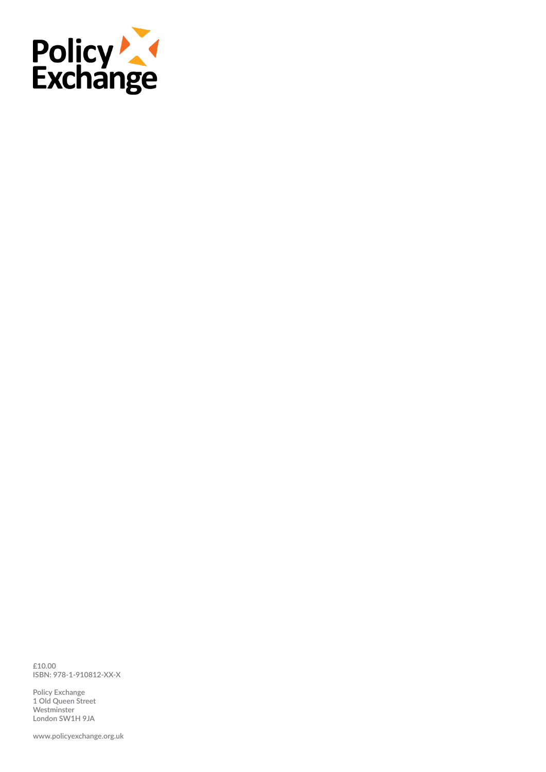Policy Exchange

£10.00
ISBN: 978-1-910812-XX-X

Policy Exchange
1 Old Queen Street
Westminster
London SW1H 9JA

www.policyexchange.org.uk